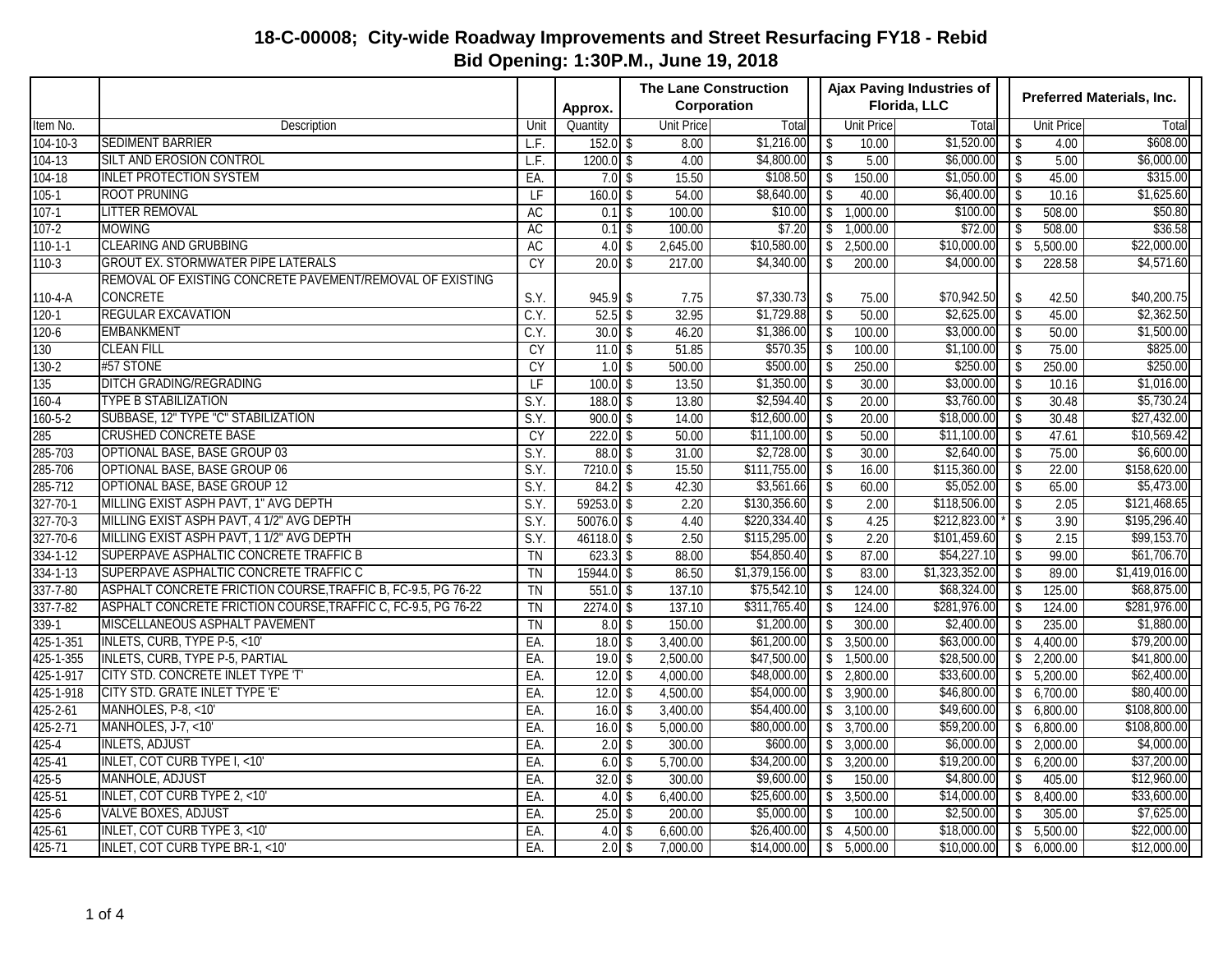# 18-C-00008; City-wide Roadway Improvements and Street Resurfacing FY18 - Rebid

## Bid Opening: 1:30P.M., June 19, 2018

| | | | | The Lane Construction Corporation | | Ajax Paving Industries of Florida, LLC | | Preferred Materials, Inc. | |
|---|---|---|---|---|---|---|---|---|---|
| Item No. | Description | Unit | Approx. Quantity | Unit Price | Total | Unit Price | Total | Unit Price | Total |
| 104-10-3 | SEDIMENT BARRIER | L.F. | 152.0 | $ 8.00 | $1,216.00 | $ 10.00 | $1,520.00 | $ 4.00 | $608.00 |
| 104-13 | SILT AND EROSION CONTROL | L.F. | 1200.0 | $ 4.00 | $4,800.00 | $ 5.00 | $6,000.00 | $ 5.00 | $6,000.00 |
| 104-18 | INLET PROTECTION SYSTEM | EA. | 7.0 | $ 15.50 | $108.50 | $ 150.00 | $1,050.00 | $ 45.00 | $315.00 |
| 105-1 | ROOT PRUNING | LF | 160.0 | $ 54.00 | $8,640.00 | $ 40.00 | $6,400.00 | $ 10.16 | $1,625.60 |
| 107-1 | LITTER REMOVAL | AC | 0.1 | $ 100.00 | $10.00 | $ 1,000.00 | $100.00 | $ 508.00 | $50.80 |
| 107-2 | MOWING | AC | 0.1 | $ 100.00 | $7.20 | $ 1,000.00 | $72.00 | $ 508.00 | $36.58 |
| 110-1-1 | CLEARING AND GRUBBING | AC | 4.0 | $ 2,645.00 | $10,580.00 | $ 2,500.00 | $10,000.00 | $ 5,500.00 | $22,000.00 |
| 110-3 | GROUT EX. STORMWATER PIPE LATERALS | CY | 20.0 | $ 217.00 | $4,340.00 | $ 200.00 | $4,000.00 | $ 228.58 | $4,571.60 |
| 110-4-A | REMOVAL OF EXISTING CONCRETE PAVEMENT/REMOVAL OF EXISTING CONCRETE | S.Y. | 945.9 | $ 7.75 | $7,330.73 | $ 75.00 | $70,942.50 | $ 42.50 | $40,200.75 |
| 120-1 | REGULAR EXCAVATION | C.Y. | 52.5 | $ 32.95 | $1,729.88 | $ 50.00 | $2,625.00 | $ 45.00 | $2,362.50 |
| 120-6 | EMBANKMENT | C.Y. | 30.0 | $ 46.20 | $1,386.00 | $ 100.00 | $3,000.00 | $ 50.00 | $1,500.00 |
| 130 | CLEAN FILL | CY | 11.0 | $ 51.85 | $570.35 | $ 100.00 | $1,100.00 | $ 75.00 | $825.00 |
| 130-2 | #57 STONE | CY | 1.0 | $ 500.00 | $500.00 | $ 250.00 | $250.00 | $ 250.00 | $250.00 |
| 135 | DITCH GRADING/REGRADING | LF | 100.0 | $ 13.50 | $1,350.00 | $ 30.00 | $3,000.00 | $ 10.16 | $1,016.00 |
| 160-4 | TYPE B STABILIZATION | S.Y. | 188.0 | $ 13.80 | $2,594.40 | $ 20.00 | $3,760.00 | $ 30.48 | $5,730.24 |
| 160-5-2 | SUBBASE, 12" TYPE "C" STABILIZATION | S.Y. | 900.0 | $ 14.00 | $12,600.00 | $ 20.00 | $18,000.00 | $ 30.48 | $27,432.00 |
| 285 | CRUSHED CONCRETE BASE | CY | 222.0 | $ 50.00 | $11,100.00 | $ 50.00 | $11,100.00 | $ 47.61 | $10,569.42 |
| 285-703 | OPTIONAL BASE, BASE GROUP 03 | S.Y. | 88.0 | $ 31.00 | $2,728.00 | $ 30.00 | $2,640.00 | $ 75.00 | $6,600.00 |
| 285-706 | OPTIONAL BASE, BASE GROUP 06 | S.Y. | 7210.0 | $ 15.50 | $111,755.00 | $ 16.00 | $115,360.00 | $ 22.00 | $158,620.00 |
| 285-712 | OPTIONAL BASE, BASE GROUP 12 | S.Y. | 84.2 | $ 42.30 | $3,561.66 | $ 60.00 | $5,052.00 | $ 65.00 | $5,473.00 |
| 327-70-1 | MILLING EXIST ASPH PAVT, 1" AVG DEPTH | S.Y. | 59253.0 | $ 2.20 | $130,356.60 | $ 2.00 | $118,506.00 | $ 2.05 | $121,468.65 |
| 327-70-3 | MILLING EXIST ASPH PAVT, 4 1/2" AVG DEPTH | S.Y. | 50076.0 | $ 4.40 | $220,334.40 | $ 4.25 | $212,823.00 * | $ 3.90 | $195,296.40 |
| 327-70-6 | MILLING EXIST ASPH PAVT, 1 1/2" AVG DEPTH | S.Y. | 46118.0 | $ 2.50 | $115,295.00 | $ 2.20 | $101,459.60 | $ 2.15 | $99,153.70 |
| 334-1-12 | SUPERPAVE ASPHALTIC CONCRETE TRAFFIC B | TN | 623.3 | $ 88.00 | $54,850.40 | $ 87.00 | $54,227.10 | $ 99.00 | $61,706.70 |
| 334-1-13 | SUPERPAVE ASPHALTIC CONCRETE TRAFFIC C | TN | 15944.0 | $ 86.50 | $1,379,156.00 | $ 83.00 | $1,323,352.00 | $ 89.00 | $1,419,016.00 |
| 337-7-80 | ASPHALT CONCRETE FRICTION COURSE,TRAFFIC B, FC-9.5, PG 76-22 | TN | 551.0 | $ 137.10 | $75,542.10 | $ 124.00 | $68,324.00 | $ 125.00 | $68,875.00 |
| 337-7-82 | ASPHALT CONCRETE FRICTION COURSE,TRAFFIC C, FC-9.5, PG 76-22 | TN | 2274.0 | $ 137.10 | $311,765.40 | $ 124.00 | $281,976.00 | $ 124.00 | $281,976.00 |
| 339-1 | MISCELLANEOUS ASPHALT PAVEMENT | TN | 8.0 | $ 150.00 | $1,200.00 | $ 300.00 | $2,400.00 | $ 235.00 | $1,880.00 |
| 425-1-351 | INLETS, CURB, TYPE P-5, <10' | EA. | 18.0 | $ 3,400.00 | $61,200.00 | $ 3,500.00 | $63,000.00 | $ 4,400.00 | $79,200.00 |
| 425-1-355 | INLETS, CURB, TYPE P-5, PARTIAL | EA. | 19.0 | $ 2,500.00 | $47,500.00 | $ 1,500.00 | $28,500.00 | $ 2,200.00 | $41,800.00 |
| 425-1-917 | CITY STD. CONCRETE INLET TYPE 'T' | EA. | 12.0 | $ 4,000.00 | $48,000.00 | $ 2,800.00 | $33,600.00 | $ 5,200.00 | $62,400.00 |
| 425-1-918 | CITY STD. GRATE INLET TYPE 'E' | EA. | 12.0 | $ 4,500.00 | $54,000.00 | $ 3,900.00 | $46,800.00 | $ 6,700.00 | $80,400.00 |
| 425-2-61 | MANHOLES, P-8, <10' | EA. | 16.0 | $ 3,400.00 | $54,400.00 | $ 3,100.00 | $49,600.00 | $ 6,800.00 | $108,800.00 |
| 425-2-71 | MANHOLES, J-7, <10' | EA. | 16.0 | $ 5,000.00 | $80,000.00 | $ 3,700.00 | $59,200.00 | $ 6,800.00 | $108,800.00 |
| 425-4 | INLETS, ADJUST | EA. | 2.0 | $ 300.00 | $600.00 | $ 3,000.00 | $6,000.00 | $ 2,000.00 | $4,000.00 |
| 425-41 | INLET, COT CURB TYPE I, <10' | EA. | 6.0 | $ 5,700.00 | $34,200.00 | $ 3,200.00 | $19,200.00 | $ 6,200.00 | $37,200.00 |
| 425-5 | MANHOLE, ADJUST | EA. | 32.0 | $ 300.00 | $9,600.00 | $ 150.00 | $4,800.00 | $ 405.00 | $12,960.00 |
| 425-51 | INLET, COT CURB TYPE 2, <10' | EA. | 4.0 | $ 6,400.00 | $25,600.00 | $ 3,500.00 | $14,000.00 | $ 8,400.00 | $33,600.00 |
| 425-6 | VALVE BOXES, ADJUST | EA. | 25.0 | $ 200.00 | $5,000.00 | $ 100.00 | $2,500.00 | $ 305.00 | $7,625.00 |
| 425-61 | INLET, COT CURB TYPE 3, <10' | EA. | 4.0 | $ 6,600.00 | $26,400.00 | $ 4,500.00 | $18,000.00 | $ 5,500.00 | $22,000.00 |
| 425-71 | INLET, COT CURB TYPE BR-1, <10' | EA. | 2.0 | $ 7,000.00 | $14,000.00 | $ 5,000.00 | $10,000.00 | $ 6,000.00 | $12,000.00 |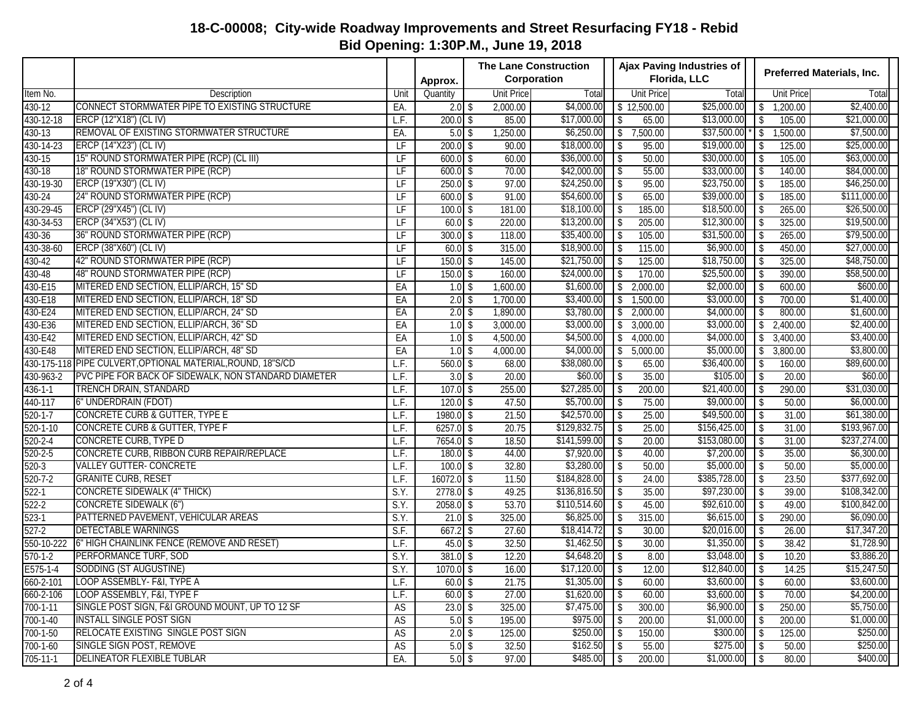# 18-C-00008; City-wide Roadway Improvements and Street Resurfacing FY18 - Rebid

## Bid Opening: 1:30P.M., June 19, 2018

| | | | Approx. | The Lane Construction Corporation | | Ajax Paving Industries of Florida, LLC | | Preferred Materials, Inc. | |
|---|---|---|---|---|---|---|---|---|---|
| Item No. | Description | Unit | Quantity | Unit Price | Total | Unit Price | Total | Unit Price | Total |
| 430-12 | CONNECT STORMWATER PIPE TO EXISTING STRUCTURE | EA. | 2.0 | $ 2,000.00 | $4,000.00 | $ 12,500.00 | $25,000.00 | $ 1,200.00 | $2,400.00 |
| 430-12-18 | ERCP (12"X18") (CL IV) | L.F. | 200.0 | $ 85.00 | $17,000.00 | $ 65.00 | $13,000.00 | $ 105.00 | $21,000.00 |
| 430-13 | REMOVAL OF EXISTING STORMWATER STRUCTURE | EA. | 5.0 | $ 1,250.00 | $6,250.00 | $ 7,500.00 | $37,500.00 * | $ 1,500.00 | $7,500.00 |
| 430-14-23 | ERCP (14"X23") (CL IV) | LF | 200.0 | $ 90.00 | $18,000.00 | $ 95.00 | $19,000.00 | $ 125.00 | $25,000.00 |
| 430-15 | 15" ROUND STORMWATER PIPE (RCP) (CL III) | LF | 600.0 | $ 60.00 | $36,000.00 | $ 50.00 | $30,000.00 | $ 105.00 | $63,000.00 |
| 430-18 | 18" ROUND STORMWATER PIPE (RCP) | LF | 600.0 | $ 70.00 | $42,000.00 | $ 55.00 | $33,000.00 | $ 140.00 | $84,000.00 |
| 430-19-30 | ERCP (19"X30") (CL IV) | LF | 250.0 | $ 97.00 | $24,250.00 | $ 95.00 | $23,750.00 | $ 185.00 | $46,250.00 |
| 430-24 | 24" ROUND STORMWATER PIPE (RCP) | LF | 600.0 | $ 91.00 | $54,600.00 | $ 65.00 | $39,000.00 | $ 185.00 | $111,000.00 |
| 430-29-45 | ERCP (29"X45") (CL IV) | LF | 100.0 | $ 181.00 | $18,100.00 | $ 185.00 | $18,500.00 | $ 265.00 | $26,500.00 |
| 430-34-53 | ERCP (34"X53") (CL IV) | LF | 60.0 | $ 220.00 | $13,200.00 | $ 205.00 | $12,300.00 | $ 325.00 | $19,500.00 |
| 430-36 | 36" ROUND STORMWATER PIPE (RCP) | LF | 300.0 | $ 118.00 | $35,400.00 | $ 105.00 | $31,500.00 | $ 265.00 | $79,500.00 |
| 430-38-60 | ERCP (38"X60") (CL IV) | LF | 60.0 | $ 315.00 | $18,900.00 | $ 115.00 | $6,900.00 | $ 450.00 | $27,000.00 |
| 430-42 | 42" ROUND STORMWATER PIPE (RCP) | LF | 150.0 | $ 145.00 | $21,750.00 | $ 125.00 | $18,750.00 | $ 325.00 | $48,750.00 |
| 430-48 | 48" ROUND STORMWATER PIPE (RCP) | LF | 150.0 | $ 160.00 | $24,000.00 | $ 170.00 | $25,500.00 | $ 390.00 | $58,500.00 |
| 430-E15 | MITERED END SECTION, ELLIP/ARCH, 15" SD | EA | 1.0 | $ 1,600.00 | $1,600.00 | $ 2,000.00 | $2,000.00 | $ 600.00 | $600.00 |
| 430-E18 | MITERED END SECTION, ELLIP/ARCH, 18" SD | EA | 2.0 | $ 1,700.00 | $3,400.00 | $ 1,500.00 | $3,000.00 | $ 700.00 | $1,400.00 |
| 430-E24 | MITERED END SECTION, ELLIP/ARCH, 24" SD | EA | 2.0 | $ 1,890.00 | $3,780.00 | $ 2,000.00 | $4,000.00 | $ 800.00 | $1,600.00 |
| 430-E36 | MITERED END SECTION, ELLIP/ARCH, 36" SD | EA | 1.0 | $ 3,000.00 | $3,000.00 | $ 3,000.00 | $3,000.00 | $ 2,400.00 | $2,400.00 |
| 430-E42 | MITERED END SECTION, ELLIP/ARCH, 42" SD | EA | 1.0 | $ 4,500.00 | $4,500.00 | $ 4,000.00 | $4,000.00 | $ 3,400.00 | $3,400.00 |
| 430-E48 | MITERED END SECTION, ELLIP/ARCH, 48" SD | EA | 1.0 | $ 4,000.00 | $4,000.00 | $ 5,000.00 | $5,000.00 | $ 3,800.00 | $3,800.00 |
| 430-175-118 | PIPE CULVERT,OPTIONAL MATERIAL,ROUND, 18"S/CD | L.F. | 560.0 | $ 68.00 | $38,080.00 | $ 65.00 | $36,400.00 | $ 160.00 | $89,600.00 |
| 430-963-2 | PVC PIPE FOR BACK OF SIDEWALK, NON STANDARD DIAMETER | L.F. | 3.0 | $ 20.00 | $60.00 | $ 35.00 | $105.00 | $ 20.00 | $60.00 |
| 436-1-1 | TRENCH DRAIN, STANDARD | L.F. | 107.0 | $ 255.00 | $27,285.00 | $ 200.00 | $21,400.00 | $ 290.00 | $31,030.00 |
| 440-117 | 6" UNDERDRAIN (FDOT) | L.F. | 120.0 | $ 47.50 | $5,700.00 | $ 75.00 | $9,000.00 | $ 50.00 | $6,000.00 |
| 520-1-7 | CONCRETE CURB & GUTTER, TYPE E | L.F. | 1980.0 | $ 21.50 | $42,570.00 | $ 25.00 | $49,500.00 | $ 31.00 | $61,380.00 |
| 520-1-10 | CONCRETE CURB & GUTTER, TYPE F | L.F. | 6257.0 | $ 20.75 | $129,832.75 | $ 25.00 | $156,425.00 | $ 31.00 | $193,967.00 |
| 520-2-4 | CONCRETE CURB, TYPE D | L.F. | 7654.0 | $ 18.50 | $141,599.00 | $ 20.00 | $153,080.00 | $ 31.00 | $237,274.00 |
| 520-2-5 | CONCRETE CURB, RIBBON CURB REPAIR/REPLACE | L.F. | 180.0 | $ 44.00 | $7,920.00 | $ 40.00 | $7,200.00 | $ 35.00 | $6,300.00 |
| 520-3 | VALLEY GUTTER- CONCRETE | L.F. | 100.0 | $ 32.80 | $3,280.00 | $ 50.00 | $5,000.00 | $ 50.00 | $5,000.00 |
| 520-7-2 | GRANITE CURB, RESET | L.F. | 16072.0 | $ 11.50 | $184,828.00 | $ 24.00 | $385,728.00 | $ 23.50 | $377,692.00 |
| 522-1 | CONCRETE SIDEWALK (4" THICK) | S.Y. | 2778.0 | $ 49.25 | $136,816.50 | $ 35.00 | $97,230.00 | $ 39.00 | $108,342.00 |
| 522-2 | CONCRETE SIDEWALK (6") | S.Y. | 2058.0 | $ 53.70 | $110,514.60 | $ 45.00 | $92,610.00 | $ 49.00 | $100,842.00 |
| 523-1 | PATTERNED PAVEMENT, VEHICULAR AREAS | S.Y. | 21.0 | $ 325.00 | $6,825.00 | $ 315.00 | $6,615.00 | $ 290.00 | $6,090.00 |
| 527-2 | DETECTABLE WARNINGS | S.F. | 667.2 | $ 27.60 | $18,414.72 | $ 30.00 | $20,016.00 | $ 26.00 | $17,347.20 |
| 550-10-222 | 6' HIGH CHAINLINK FENCE (REMOVE AND RESET) | L.F. | 45.0 | $ 32.50 | $1,462.50 | $ 30.00 | $1,350.00 | $ 38.42 | $1,728.90 |
| 570-1-2 | PERFORMANCE TURF, SOD | S.Y. | 381.0 | $ 12.20 | $4,648.20 | $ 8.00 | $3,048.00 | $ 10.20 | $3,886.20 |
| E575-1-4 | SODDING (ST AUGUSTINE) | S.Y. | 1070.0 | $ 16.00 | $17,120.00 | $ 12.00 | $12,840.00 | $ 14.25 | $15,247.50 |
| 660-2-101 | LOOP ASSEMBLY- F&I, TYPE A | L.F. | 60.0 | $ 21.75 | $1,305.00 | $ 60.00 | $3,600.00 | $ 60.00 | $3,600.00 |
| 660-2-106 | LOOP ASSEMBLY, F&I, TYPE F | L.F. | 60.0 | $ 27.00 | $1,620.00 | $ 60.00 | $3,600.00 | $ 70.00 | $4,200.00 |
| 700-1-11 | SINGLE POST SIGN, F&I GROUND MOUNT, UP TO 12 SF | AS | 23.0 | $ 325.00 | $7,475.00 | $ 300.00 | $6,900.00 | $ 250.00 | $5,750.00 |
| 700-1-40 | INSTALL SINGLE POST SIGN | AS | 5.0 | $ 195.00 | $975.00 | $ 200.00 | $1,000.00 | $ 200.00 | $1,000.00 |
| 700-1-50 | RELOCATE EXISTING SINGLE POST SIGN | AS | 2.0 | $ 125.00 | $250.00 | $ 150.00 | $300.00 | $ 125.00 | $250.00 |
| 700-1-60 | SINGLE SIGN POST, REMOVE | AS | 5.0 | $ 32.50 | $162.50 | $ 55.00 | $275.00 | $ 50.00 | $250.00 |
| 705-11-1 | DELINEATOR FLEXIBLE TUBLAR | EA. | 5.0 | $ 97.00 | $485.00 | $ 200.00 | $1,000.00 | $ 80.00 | $400.00 |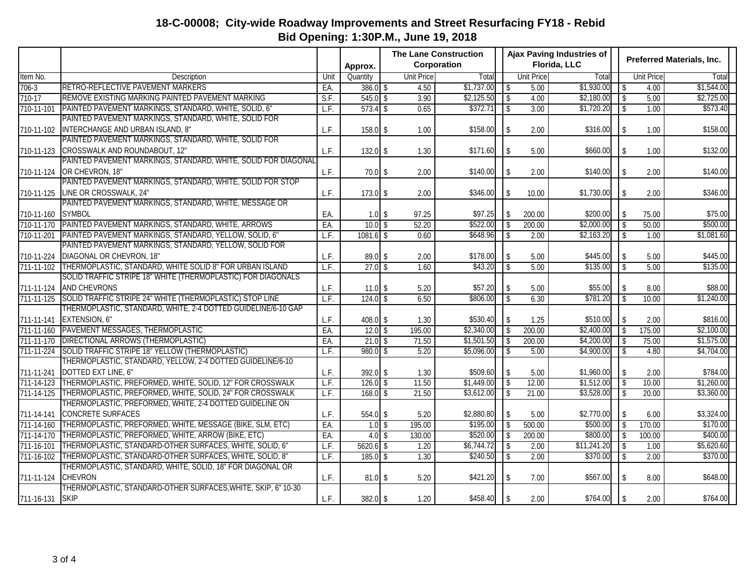# 18-C-00008; City-wide Roadway Improvements and Street Resurfacing FY18 - Rebid

## Bid Opening: 1:30P.M., June 19, 2018

| | | | Approx. | The Lane Construction Corporation | | Ajax Paving Industries of Florida, LLC | | Preferred Materials, Inc. | |
|---|---|---|---|---|---|---|---|---|---|
| Item No. | Description | Unit | Quantity | Unit Price | Total | Unit Price | Total | Unit Price | Total |
| 706-3 | RETRO-REFLECTIVE PAVEMENT MARKERS | EA. | 386.0 | $ 4.50 | $1,737.00 | $ 5.00 | $1,930.00 | $ 4.00 | $1,544.00 |
| 710-17 | REMOVE EXISTING MARKING PAINTED PAVEMENT MARKING | S.F. | 545.0 | $ 3.90 | $2,125.50 | $ 4.00 | $2,180.00 | $ 5.00 | $2,725.00 |
| 710-11-101 | PAINTED PAVEMENT MARKINGS, STANDARD, WHITE, SOLID, 6" | L.F. | 573.4 | $ 0.65 | $372.71 | $ 3.00 | $1,720.20 | $ 1.00 | $573.40 |
| 710-11-102 | PAINTED PAVEMENT MARKINGS, STANDARD, WHITE, SOLID FOR INTERCHANGE AND URBAN ISLAND, 8" | L.F. | 158.0 | $ 1.00 | $158.00 | $ 2.00 | $316.00 | $ 1.00 | $158.00 |
| 710-11-123 | PAINTED PAVEMENT MARKINGS, STANDARD, WHITE, SOLID FOR CROSSWALK AND ROUNDABOUT, 12" | L.F. | 132.0 | $ 1.30 | $171.60 | $ 5.00 | $660.00 | $ 1.00 | $132.00 |
| 710-11-124 | PAINTED PAVEMENT MARKINGS, STANDARD, WHITE, SOLID FOR DIAGONAL OR CHEVRON, 18" | L.F. | 70.0 | $ 2.00 | $140.00 | $ 2.00 | $140.00 | $ 2.00 | $140.00 |
| 710-11-125 | PAINTED PAVEMENT MARKINGS, STANDARD, WHITE, SOLID FOR STOP LINE OR CROSSWALK, 24" | L.F. | 173.0 | $ 2.00 | $346.00 | $ 10.00 | $1,730.00 | $ 2.00 | $346.00 |
| 710-11-160 | PAINTED PAVEMENT MARKINGS, STANDARD, WHITE, MESSAGE OR SYMBOL | EA. | 1.0 | $ 97.25 | $97.25 | $ 200.00 | $200.00 | $ 75.00 | $75.00 |
| 710-11-170 | PAINTED PAVEMENT MARKINGS, STANDARD, WHITE, ARROWS | EA. | 10.0 | $ 52.20 | $522.00 | $ 200.00 | $2,000.00 | $ 50.00 | $500.00 |
| 710-11-201 | PAINTED PAVEMENT MARKINGS, STANDARD, YELLOW, SOLID, 6" | L.F. | 1081.6 | $ 0.60 | $648.96 | $ 2.00 | $2,163.20 | $ 1.00 | $1,081.60 |
| 710-11-224 | PAINTED PAVEMENT MARKINGS, STANDARD, YELLOW, SOLID FOR DIAGONAL OR CHEVRON, 18" | L.F. | 89.0 | $ 2.00 | $178.00 | $ 5.00 | $445.00 | $ 5.00 | $445.00 |
| 711-11-102 | THERMOPLASTIC, STANDARD, WHITE SOLID 8" FOR URBAN ISLAND | L.F. | 27.0 | $ 1.60 | $43.20 | $ 5.00 | $135.00 | $ 5.00 | $135.00 |
| 711-11-124 | SOLID TRAFFIC STRIPE 18" WHITE (THERMOPLASTIC) FOR DIAGONALS AND CHEVRONS | L.F. | 11.0 | $ 5.20 | $57.20 | $ 5.00 | $55.00 | $ 8.00 | $88.00 |
| 711-11-125 | SOLID TRAFFIC STRIPE 24" WHITE (THERMOPLASTIC) STOP LINE | L.F. | 124.0 | $ 6.50 | $806.00 | $ 6.30 | $781.20 | $ 10.00 | $1,240.00 |
| 711-11-141 | THERMOPLASTIC, STANDARD, WHITE, 2-4 DOTTED GUIDELINE/6-10 GAP EXTENSION, 6" | L.F. | 408.0 | $ 1.30 | $530.40 | $ 1.25 | $510.00 | $ 2.00 | $816.00 |
| 711-11-160 | PAVEMENT MESSAGES, THERMOPLASTIC | EA. | 12.0 | $ 195.00 | $2,340.00 | $ 200.00 | $2,400.00 | $ 175.00 | $2,100.00 |
| 711-11-170 | DIRECTIONAL ARROWS (THERMOPLASTIC) | EA. | 21.0 | $ 71.50 | $1,501.50 | $ 200.00 | $4,200.00 | $ 75.00 | $1,575.00 |
| 711-11-224 | SOLID TRAFFIC STRIPE 18" YELLOW (THERMOPLASTIC) | L.F. | 980.0 | $ 5.20 | $5,096.00 | $ 5.00 | $4,900.00 | $ 4.80 | $4,704.00 |
| 711-11-241 | THERMOPLASTIC, STANDARD, YELLOW, 2-4 DOTTED GUIDELINE/6-10 DOTTED EXT LINE, 6" | L.F. | 392.0 | $ 1.30 | $509.60 | $ 5.00 | $1,960.00 | $ 2.00 | $784.00 |
| 711-14-123 | THERMOPLASTIC, PREFORMED, WHITE, SOLID, 12" FOR CROSSWALK | L.F. | 126.0 | $ 11.50 | $1,449.00 | $ 12.00 | $1,512.00 | $ 10.00 | $1,260.00 |
| 711-14-125 | THERMOPLASTIC, PREFORMED, WHITE, SOLID, 24" FOR CROSSWALK | L.F. | 168.0 | $ 21.50 | $3,612.00 | $ 21.00 | $3,528.00 | $ 20.00 | $3,360.00 |
| 711-14-141 | THERMOPLASTIC, PREFORMED, WHITE, 2-4 DOTTED GUIDELINE ON CONCRETE SURFACES | L.F. | 554.0 | $ 5.20 | $2,880.80 | $ 5.00 | $2,770.00 | $ 6.00 | $3,324.00 |
| 711-14-160 | THERMOPLASTIC, PREFORMED, WHITE, MESSAGE (BIKE, SLM, ETC) | EA. | 1.0 | $ 195.00 | $195.00 | $ 500.00 | $500.00 | $ 170.00 | $170.00 |
| 711-14-170 | THERMOPLASTIC, PREFORMED, WHITE, ARROW (BIKE, ETC) | EA. | 4.0 | $ 130.00 | $520.00 | $ 200.00 | $800.00 | $ 100.00 | $400.00 |
| 711-16-101 | THERMOPLASTIC, STANDARD-OTHER SURFACES, WHITE, SOLID, 6" | L.F. | 5620.6 | $ 1.20 | $6,744.72 | $ 2.00 | $11,241.20 | $ 1.00 | $5,620.60 |
| 711-16-102 | THERMOPLASTIC, STANDARD-OTHER SURFACES, WHITE, SOLID, 8" | L.F. | 185.0 | $ 1.30 | $240.50 | $ 2.00 | $370.00 | $ 2.00 | $370.00 |
| 711-11-124 | THERMOPLASTIC, STANDARD, WHITE, SOLID, 18" FOR DIAGONAL OR CHEVRON | L.F. | 81.0 | $ 5.20 | $421.20 | $ 7.00 | $567.00 | $ 8.00 | $648.00 |
| 711-16-131 | THERMOPLASTIC, STANDARD-OTHER SURFACES,WHITE, SKIP, 6" 10-30 SKIP | L.F. | 382.0 | $ 1.20 | $458.40 | $ 2.00 | $764.00 | $ 2.00 | $764.00 |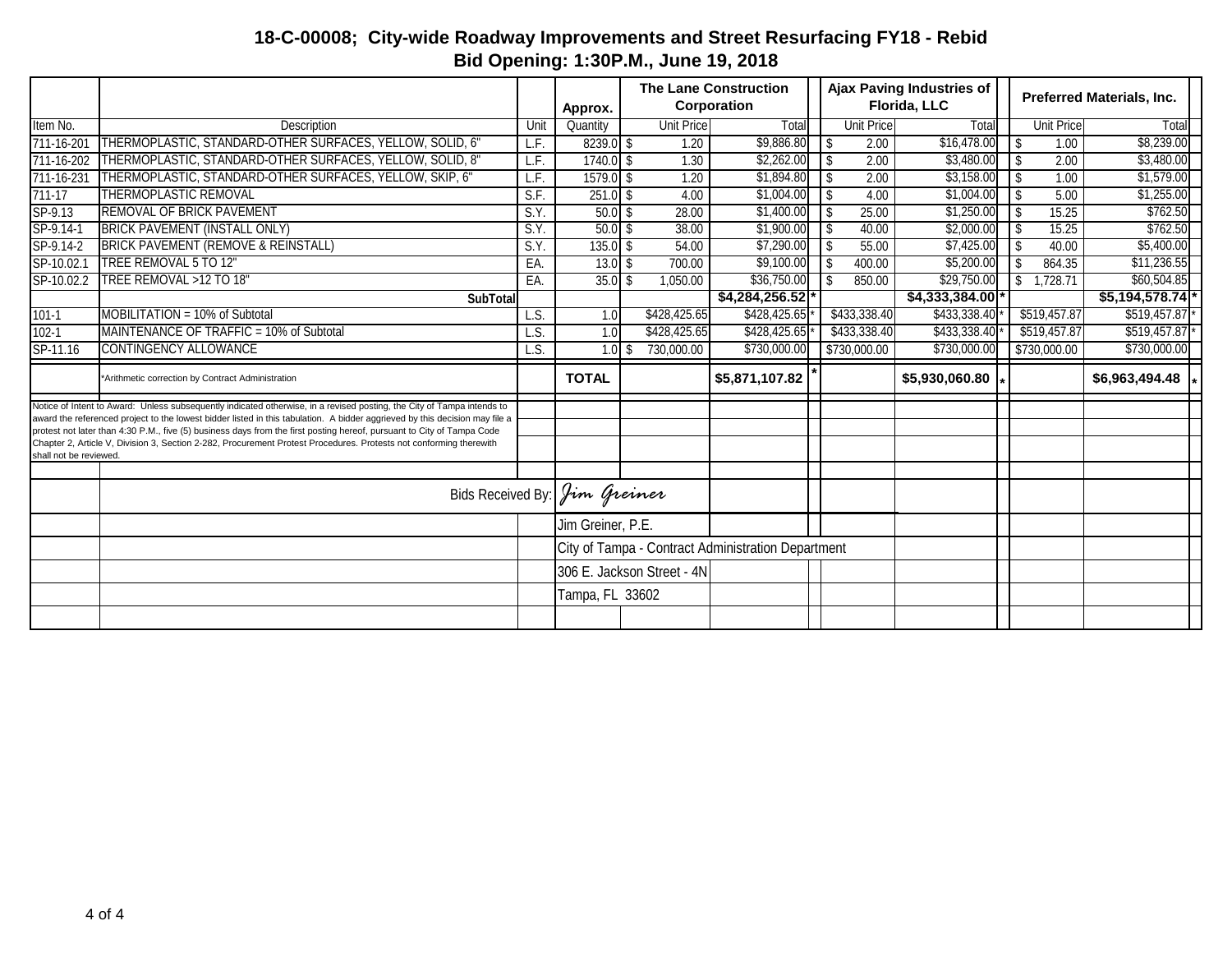## 18-C-00008; City-wide Roadway Improvements and Street Resurfacing FY18 - Rebid
## Bid Opening: 1:30P.M., June 19, 2018

| | | | Approx. | The Lane Construction Corporation | | Ajax Paving Industries of Florida, LLC | | Preferred Materials, Inc. | |
|---|---|---|---|---|---|---|---|---|---|
| Item No. | Description | Unit | Quantity | Unit Price | Total | Unit Price | Total | Unit Price | Total |
| 711-16-201 | THERMOPLASTIC, STANDARD-OTHER SURFACES, YELLOW, SOLID, 6" | L.F. | 8239.0 | $ 1.20 | $9,886.80 | $ 2.00 | $16,478.00 | $ 1.00 | $8,239.00 |
| 711-16-202 | THERMOPLASTIC, STANDARD-OTHER SURFACES, YELLOW, SOLID, 8" | L.F. | 1740.0 | $ 1.30 | $2,262.00 | $ 2.00 | $3,480.00 | $ 2.00 | $3,480.00 |
| 711-16-231 | THERMOPLASTIC, STANDARD-OTHER SURFACES, YELLOW, SKIP, 6" | L.F. | 1579.0 | $ 1.20 | $1,894.80 | $ 2.00 | $3,158.00 | $ 1.00 | $1,579.00 |
| 711-17 | THERMOPLASTIC REMOVAL | S.F. | 251.0 | $ 4.00 | $1,004.00 | $ 4.00 | $1,004.00 | $ 5.00 | $1,255.00 |
| SP-9.13 | REMOVAL OF BRICK PAVEMENT | S.Y. | 50.0 | $ 28.00 | $1,400.00 | $ 25.00 | $1,250.00 | $ 15.25 | $762.50 |
| SP-9.14-1 | BRICK PAVEMENT (INSTALL ONLY) | S.Y. | 50.0 | $ 38.00 | $1,900.00 | $ 40.00 | $2,000.00 | $ 15.25 | $762.50 |
| SP-9.14-2 | BRICK PAVEMENT (REMOVE & REINSTALL) | S.Y. | 135.0 | $ 54.00 | $7,290.00 | $ 55.00 | $7,425.00 | $ 40.00 | $5,400.00 |
| SP-10.02.1 | TREE REMOVAL 5 TO 12" | EA. | 13.0 | $ 700.00 | $9,100.00 | $ 400.00 | $5,200.00 | $ 864.35 | $11,236.55 |
| SP-10.02.2 | TREE REMOVAL >12 TO 18" | EA. | 35.0 | $ 1,050.00 | $36,750.00 | $ 850.00 | $29,750.00 | $ 1,728.71 | $60,504.85 |
| | **SubTotal** | | | | **$4,284,256.52** * | | **$4,333,384.00** * | | **$5,194,578.74** * |
| 101-1 | MOBILITATION = 10% of Subtotal | L.S. | 1.0 | $428,425.65 | $428,425.65 * | $433,338.40 | $433,338.40 * | $519,457.87 | $519,457.87 * |
| 102-1 | MAINTENANCE OF TRAFFIC = 10% of Subtotal | L.S. | 1.0 | $428,425.65 | $428,425.65 * | $433,338.40 | $433,338.40 * | $519,457.87 | $519,457.87 * |
| SP-11.16 | CONTINGENCY ALLOWANCE | L.S. | 1.0 | $ 730,000.00 | $730,000.00 | $730,000.00 | $730,000.00 | $730,000.00 | $730,000.00 |
| | *Arithmetic correction by Contract Administration | | **TOTAL** | | **$5,871,107.82** * | | **$5,930,060.80** * | | **$6,963,494.48** * |

Notice of Intent to Award: Unless subsequently indicated otherwise, in a revised posting, the City of Tampa intends to award the referenced project to the lowest bidder listed in this tabulation. A bidder aggrieved by this decision may file a protest not later than 4:30 P.M., five (5) business days from the first posting hereof, pursuant to City of Tampa Code Chapter 2, Article V, Division 3, Section 2-282, Procurement Protest Procedures. Protests not conforming therewith shall not be reviewed.

Bids Received By: *Jim Greiner*

Jim Greiner, P.E.
City of Tampa - Contract Administration Department
306 E. Jackson Street - 4N
Tampa, FL 33602